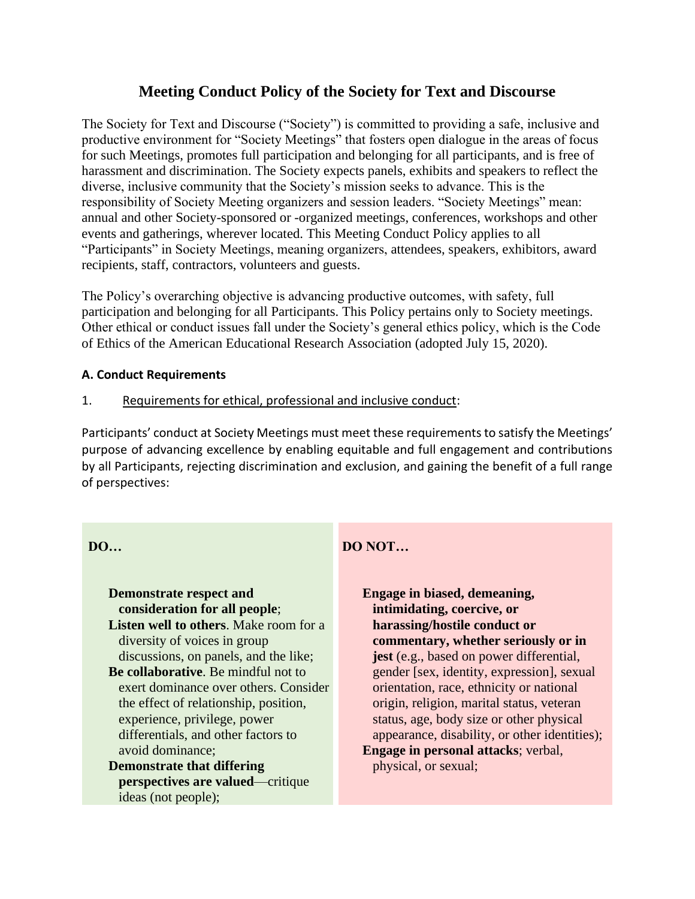# Meeting Conduct Policy of the Society for Text and Discourse

The Society for Text and Discourse ("Society") is committed to providing a safe, inclusive and productive environment for "Society Meetings" that fosters open dialogue in the areas of focus for such Meetings, promotes full participation and belonging for all participants, and is free of harassment and discrimination. The Society expects panels, exhibits and speakers to reflect the diverse, inclusive community that the Society's mission seeks to advance. This is the responsibility of Society Meeting organizers and session leaders. "Society Meetings" mean: annual and other Society-sponsored or -organized meetings, conferences, workshops and other events and gatherings, wherever located. This Meeting Conduct Policy applies to all "Participants" in Society Meetings, meaning organizers, attendees, speakers, exhibitors, award recipients, staff, contractors, volunteers and guests.

The Policy's overarching objective is advancing productive outcomes, with safety, full participation and belonging for all Participants. This Policy pertains only to Society meetings. Other ethical or conduct issues fall under the Society's general ethics policy, which is the Code of Ethics of the American Educational Research Association (adopted July 15, 2020).

### A. Conduct Requirements

1. Requirements for ethical, professional and inclusive conduct:

Participants' conduct at Society Meetings must meet these requirements to satisfy the Meetings' purpose of advancing excellence by enabling equitable and full engagement and contributions by all Participants, rejecting discrimination and exclusion, and gaining the benefit of a full range of perspectives:

| DO… | DO NOT… |
| --- | --- |
| **Demonstrate respect and consideration for all people**;<br>**Listen well to others**. Make room for a diversity of voices in group discussions, on panels, and the like;<br>**Be collaborative**. Be mindful not to exert dominance over others. Consider the effect of relationship, position, experience, privilege, power differentials, and other factors to avoid dominance;<br>**Demonstrate that differing perspectives are valued**—critique ideas (not people); | **Engage in biased, demeaning, intimidating, coercive, or harassing/hostile conduct or commentary, whether seriously or in jest** (e.g., based on power differential, gender [sex, identity, expression], sexual orientation, race, ethnicity or national origin, religion, marital status, veteran status, age, body size or other physical appearance, disability, or other identities);<br>**Engage in personal attacks**; verbal, physical, or sexual; |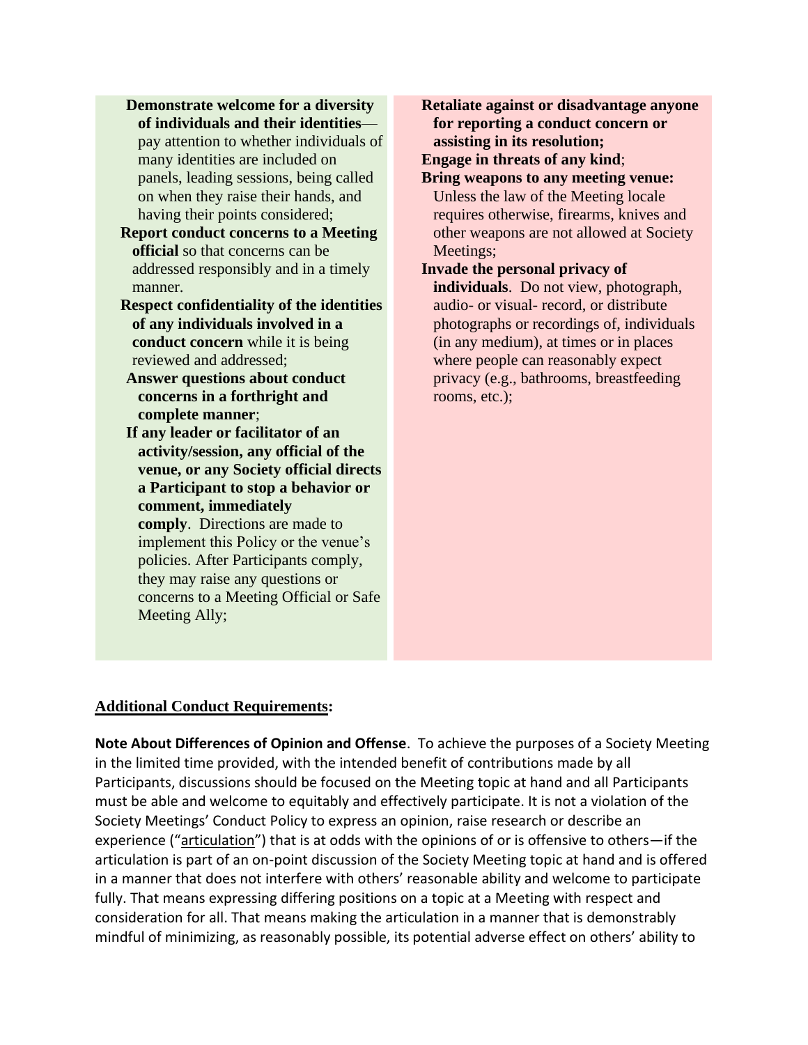- **Demonstrate welcome for a diversity of individuals and their identities**—pay attention to whether individuals of many identities are included on panels, leading sessions, being called on when they raise their hands, and having their points considered;
- **Report conduct concerns to a Meeting official** so that concerns can be addressed responsibly and in a timely manner.
- **Respect confidentiality of the identities of any individuals involved in a conduct concern** while it is being reviewed and addressed;
- **Answer questions about conduct concerns in a forthright and complete manner**;
- **If any leader or facilitator of an activity/session, any official of the venue, or any Society official directs a Participant to stop a behavior or comment, immediately comply**. Directions are made to implement this Policy or the venue's policies. After Participants comply, they may raise any questions or concerns to a Meeting Official or Safe Meeting Ally;

- **Retaliate against or disadvantage anyone for reporting a conduct concern or assisting in its resolution;**
- **Engage in threats of any kind**;
- **Bring weapons to any meeting venue:** Unless the law of the Meeting locale requires otherwise, firearms, knives and other weapons are not allowed at Society Meetings;
- **Invade the personal privacy of individuals**. Do not view, photograph, audio- or visual- record, or distribute photographs or recordings of, individuals (in any medium), at times or in places where people can reasonably expect privacy (e.g., bathrooms, breastfeeding rooms, etc.);

## Additional Conduct Requirements:

**Note About Differences of Opinion and Offense**. To achieve the purposes of a Society Meeting in the limited time provided, with the intended benefit of contributions made by all Participants, discussions should be focused on the Meeting topic at hand and all Participants must be able and welcome to equitably and effectively participate. It is not a violation of the Society Meetings' Conduct Policy to express an opinion, raise research or describe an experience ("articulation") that is at odds with the opinions of or is offensive to others—if the articulation is part of an on-point discussion of the Society Meeting topic at hand and is offered in a manner that does not interfere with others' reasonable ability and welcome to participate fully. That means expressing differing positions on a topic at a Meeting with respect and consideration for all. That means making the articulation in a manner that is demonstrably mindful of minimizing, as reasonably possible, its potential adverse effect on others' ability to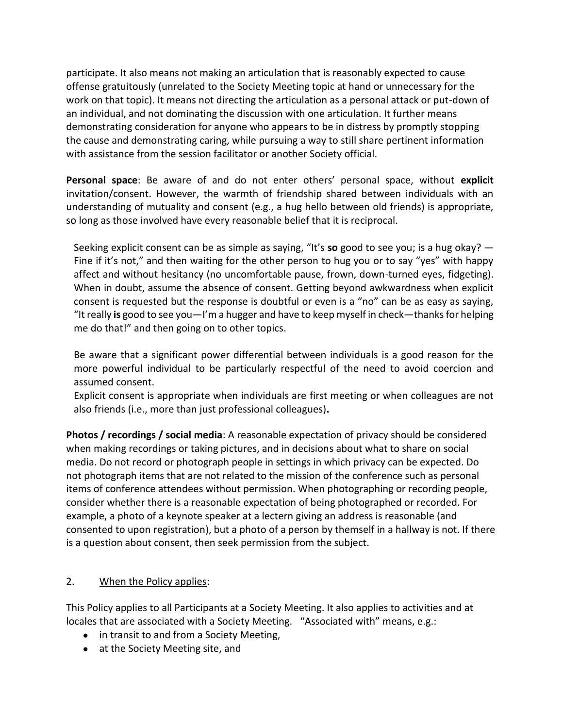participate. It also means not making an articulation that is reasonably expected to cause offense gratuitously (unrelated to the Society Meeting topic at hand or unnecessary for the work on that topic). It means not directing the articulation as a personal attack or put-down of an individual, and not dominating the discussion with one articulation. It further means demonstrating consideration for anyone who appears to be in distress by promptly stopping the cause and demonstrating caring, while pursuing a way to still share pertinent information with assistance from the session facilitator or another Society official.

**Personal space**: Be aware of and do not enter others' personal space, without **explicit** invitation/consent. However, the warmth of friendship shared between individuals with an understanding of mutuality and consent (e.g., a hug hello between old friends) is appropriate, so long as those involved have every reasonable belief that it is reciprocal.

> Seeking explicit consent can be as simple as saying, "It's **so** good to see you; is a hug okay? — Fine if it's not," and then waiting for the other person to hug you or to say "yes" with happy affect and without hesitancy (no uncomfortable pause, frown, down-turned eyes, fidgeting). When in doubt, assume the absence of consent. Getting beyond awkwardness when explicit consent is requested but the response is doubtful or even is a "no" can be as easy as saying, "It really **is** good to see you—I'm a hugger and have to keep myself in check—thanks for helping me do that!" and then going on to other topics.
>
> Be aware that a significant power differential between individuals is a good reason for the more powerful individual to be particularly respectful of the need to avoid coercion and assumed consent.
> Explicit consent is appropriate when individuals are first meeting or when colleagues are not also friends (i.e., more than just professional colleagues)**.**

**Photos / recordings / social media**: A reasonable expectation of privacy should be considered when making recordings or taking pictures, and in decisions about what to share on social media. Do not record or photograph people in settings in which privacy can be expected. Do not photograph items that are not related to the mission of the conference such as personal items of conference attendees without permission. When photographing or recording people, consider whether there is a reasonable expectation of being photographed or recorded. For example, a photo of a keynote speaker at a lectern giving an address is reasonable (and consented to upon registration), but a photo of a person by themself in a hallway is not. If there is a question about consent, then seek permission from the subject.

2. <u>When the Policy applies</u>:

This Policy applies to all Participants at a Society Meeting. It also applies to activities and at locales that are associated with a Society Meeting. "Associated with" means, e.g.:

- in transit to and from a Society Meeting,
- at the Society Meeting site, and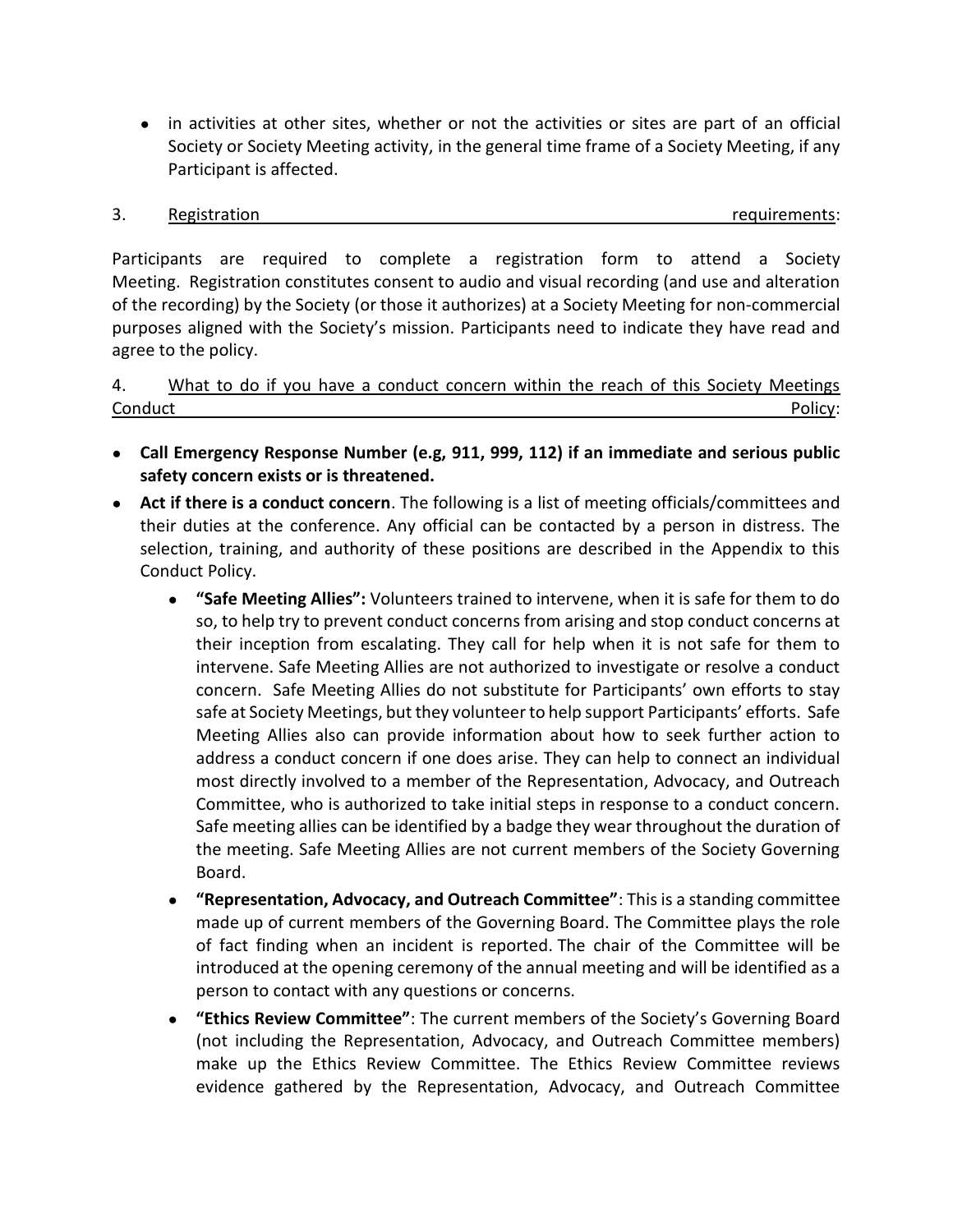- in activities at other sites, whether or not the activities or sites are part of an official Society or Society Meeting activity, in the general time frame of a Society Meeting, if any Participant is affected.

3. <u>Registration requirements</u>:

Participants are required to complete a registration form to attend a Society Meeting. Registration constitutes consent to audio and visual recording (and use and alteration of the recording) by the Society (or those it authorizes) at a Society Meeting for non-commercial purposes aligned with the Society's mission. Participants need to indicate they have read and agree to the policy.

4. <u>What to do if you have a conduct concern within the reach of this Society Meetings Conduct Policy</u>:

- **Call Emergency Response Number (e.g, 911, 999, 112) if an immediate and serious public safety concern exists or is threatened.**
- **Act if there is a conduct concern**. The following is a list of meeting officials/committees and their duties at the conference. Any official can be contacted by a person in distress. The selection, training, and authority of these positions are described in the Appendix to this Conduct Policy.
    - **"Safe Meeting Allies":** Volunteers trained to intervene, when it is safe for them to do so, to help try to prevent conduct concerns from arising and stop conduct concerns at their inception from escalating. They call for help when it is not safe for them to intervene. Safe Meeting Allies are not authorized to investigate or resolve a conduct concern. Safe Meeting Allies do not substitute for Participants' own efforts to stay safe at Society Meetings, but they volunteer to help support Participants' efforts. Safe Meeting Allies also can provide information about how to seek further action to address a conduct concern if one does arise. They can help to connect an individual most directly involved to a member of the Representation, Advocacy, and Outreach Committee, who is authorized to take initial steps in response to a conduct concern. Safe meeting allies can be identified by a badge they wear throughout the duration of the meeting. Safe Meeting Allies are not current members of the Society Governing Board.
    - **"Representation, Advocacy, and Outreach Committee"**: This is a standing committee made up of current members of the Governing Board. The Committee plays the role of fact finding when an incident is reported. The chair of the Committee will be introduced at the opening ceremony of the annual meeting and will be identified as a person to contact with any questions or concerns.
    - **"Ethics Review Committee"**: The current members of the Society's Governing Board (not including the Representation, Advocacy, and Outreach Committee members) make up the Ethics Review Committee. The Ethics Review Committee reviews evidence gathered by the Representation, Advocacy, and Outreach Committee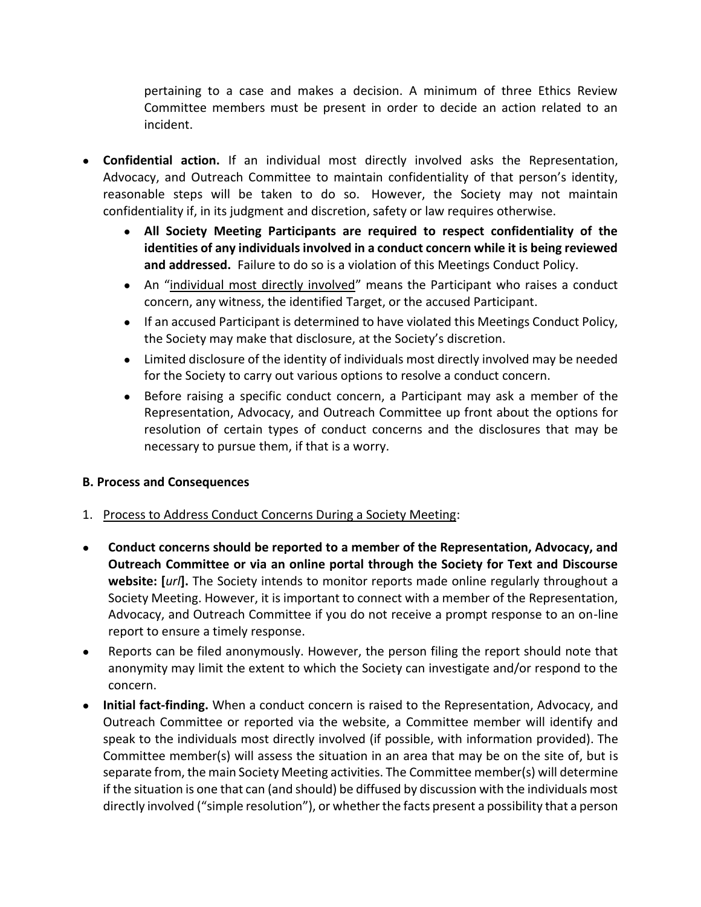pertaining to a case and makes a decision. A minimum of three Ethics Review Committee members must be present in order to decide an action related to an incident.

- **Confidential action.** If an individual most directly involved asks the Representation, Advocacy, and Outreach Committee to maintain confidentiality of that person's identity, reasonable steps will be taken to do so. However, the Society may not maintain confidentiality if, in its judgment and discretion, safety or law requires otherwise.
    - **All Society Meeting Participants are required to respect confidentiality of the identities of any individuals involved in a conduct concern while it is being reviewed and addressed.** Failure to do so is a violation of this Meetings Conduct Policy.
    - An "individual most directly involved" means the Participant who raises a conduct concern, any witness, the identified Target, or the accused Participant.
    - If an accused Participant is determined to have violated this Meetings Conduct Policy, the Society may make that disclosure, at the Society's discretion.
    - Limited disclosure of the identity of individuals most directly involved may be needed for the Society to carry out various options to resolve a conduct concern.
    - Before raising a specific conduct concern, a Participant may ask a member of the Representation, Advocacy, and Outreach Committee up front about the options for resolution of certain types of conduct concerns and the disclosures that may be necessary to pursue them, if that is a worry.

**B. Process and Consequences**

1. Process to Address Conduct Concerns During a Society Meeting:

- **Conduct concerns should be reported to a member of the Representation, Advocacy, and Outreach Committee or via an online portal through the Society for Text and Discourse website: [*url*].** The Society intends to monitor reports made online regularly throughout a Society Meeting. However, it is important to connect with a member of the Representation, Advocacy, and Outreach Committee if you do not receive a prompt response to an on-line report to ensure a timely response.
- Reports can be filed anonymously. However, the person filing the report should note that anonymity may limit the extent to which the Society can investigate and/or respond to the concern.
- **Initial fact-finding.** When a conduct concern is raised to the Representation, Advocacy, and Outreach Committee or reported via the website, a Committee member will identify and speak to the individuals most directly involved (if possible, with information provided). The Committee member(s) will assess the situation in an area that may be on the site of, but is separate from, the main Society Meeting activities. The Committee member(s) will determine if the situation is one that can (and should) be diffused by discussion with the individuals most directly involved ("simple resolution"), or whether the facts present a possibility that a person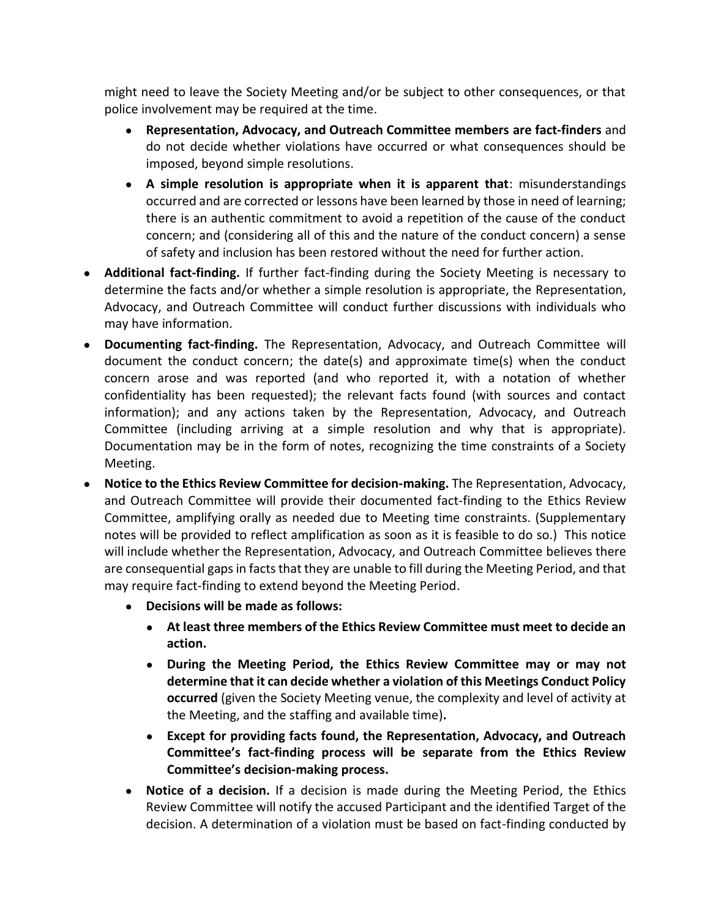might need to leave the Society Meeting and/or be subject to other consequences, or that police involvement may be required at the time.

- **Representation, Advocacy, and Outreach Committee members are fact-finders** and do not decide whether violations have occurred or what consequences should be imposed, beyond simple resolutions.
- **A simple resolution is appropriate when it is apparent that**: misunderstandings occurred and are corrected or lessons have been learned by those in need of learning; there is an authentic commitment to avoid a repetition of the cause of the conduct concern; and (considering all of this and the nature of the conduct concern) a sense of safety and inclusion has been restored without the need for further action.

- **Additional fact-finding.** If further fact-finding during the Society Meeting is necessary to determine the facts and/or whether a simple resolution is appropriate, the Representation, Advocacy, and Outreach Committee will conduct further discussions with individuals who may have information.
- **Documenting fact-finding.** The Representation, Advocacy, and Outreach Committee will document the conduct concern; the date(s) and approximate time(s) when the conduct concern arose and was reported (and who reported it, with a notation of whether confidentiality has been requested); the relevant facts found (with sources and contact information); and any actions taken by the Representation, Advocacy, and Outreach Committee (including arriving at a simple resolution and why that is appropriate). Documentation may be in the form of notes, recognizing the time constraints of a Society Meeting.
- **Notice to the Ethics Review Committee for decision-making.** The Representation, Advocacy, and Outreach Committee will provide their documented fact-finding to the Ethics Review Committee, amplifying orally as needed due to Meeting time constraints. (Supplementary notes will be provided to reflect amplification as soon as it is feasible to do so.) This notice will include whether the Representation, Advocacy, and Outreach Committee believes there are consequential gaps in facts that they are unable to fill during the Meeting Period, and that may require fact-finding to extend beyond the Meeting Period.
    - **Decisions will be made as follows:**
        - **At least three members of the Ethics Review Committee must meet to decide an action.**
        - **During the Meeting Period, the Ethics Review Committee may or may not determine that it can decide whether a violation of this Meetings Conduct Policy occurred** (given the Society Meeting venue, the complexity and level of activity at the Meeting, and the staffing and available time)**.**
        - **Except for providing facts found, the Representation, Advocacy, and Outreach Committee's fact-finding process will be separate from the Ethics Review Committee's decision-making process.**
    - **Notice of a decision.** If a decision is made during the Meeting Period, the Ethics Review Committee will notify the accused Participant and the identified Target of the decision. A determination of a violation must be based on fact-finding conducted by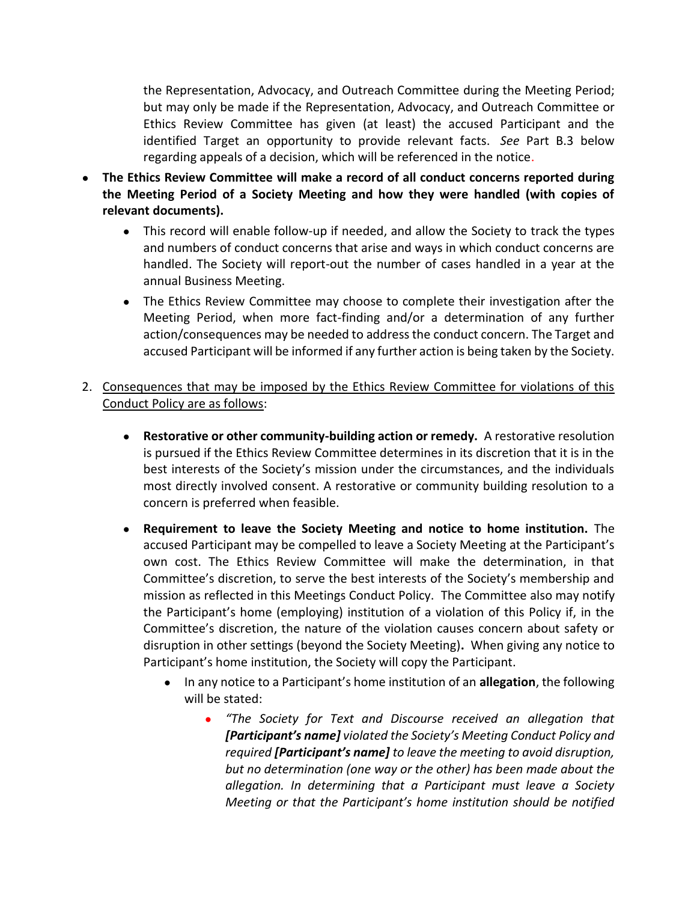the Representation, Advocacy, and Outreach Committee during the Meeting Period; but may only be made if the Representation, Advocacy, and Outreach Committee or Ethics Review Committee has given (at least) the accused Participant and the identified Target an opportunity to provide relevant facts. *See* Part B.3 below regarding appeals of a decision, which will be referenced in the notice.

- **The Ethics Review Committee will make a record of all conduct concerns reported during the Meeting Period of a Society Meeting and how they were handled (with copies of relevant documents).**
    - This record will enable follow-up if needed, and allow the Society to track the types and numbers of conduct concerns that arise and ways in which conduct concerns are handled. The Society will report-out the number of cases handled in a year at the annual Business Meeting.
    - The Ethics Review Committee may choose to complete their investigation after the Meeting Period, when more fact-finding and/or a determination of any further action/consequences may be needed to address the conduct concern. The Target and accused Participant will be informed if any further action is being taken by the Society.

2. Consequences that may be imposed by the Ethics Review Committee for violations of this Conduct Policy are as follows:

    - **Restorative or other community-building action or remedy.** A restorative resolution is pursued if the Ethics Review Committee determines in its discretion that it is in the best interests of the Society's mission under the circumstances, and the individuals most directly involved consent. A restorative or community building resolution to a concern is preferred when feasible.
    - **Requirement to leave the Society Meeting and notice to home institution.** The accused Participant may be compelled to leave a Society Meeting at the Participant's own cost. The Ethics Review Committee will make the determination, in that Committee's discretion, to serve the best interests of the Society's membership and mission as reflected in this Meetings Conduct Policy. The Committee also may notify the Participant's home (employing) institution of a violation of this Policy if, in the Committee's discretion, the nature of the violation causes concern about safety or disruption in other settings (beyond the Society Meeting). When giving any notice to Participant's home institution, the Society will copy the Participant.
        - In any notice to a Participant's home institution of an **allegation**, the following will be stated:
            - *"The Society for Text and Discourse received an allegation that **[Participant's name]** violated the Society's Meeting Conduct Policy and required **[Participant's name]** to leave the meeting to avoid disruption, but no determination (one way or the other) has been made about the allegation. In determining that a Participant must leave a Society Meeting or that the Participant's home institution should be notified*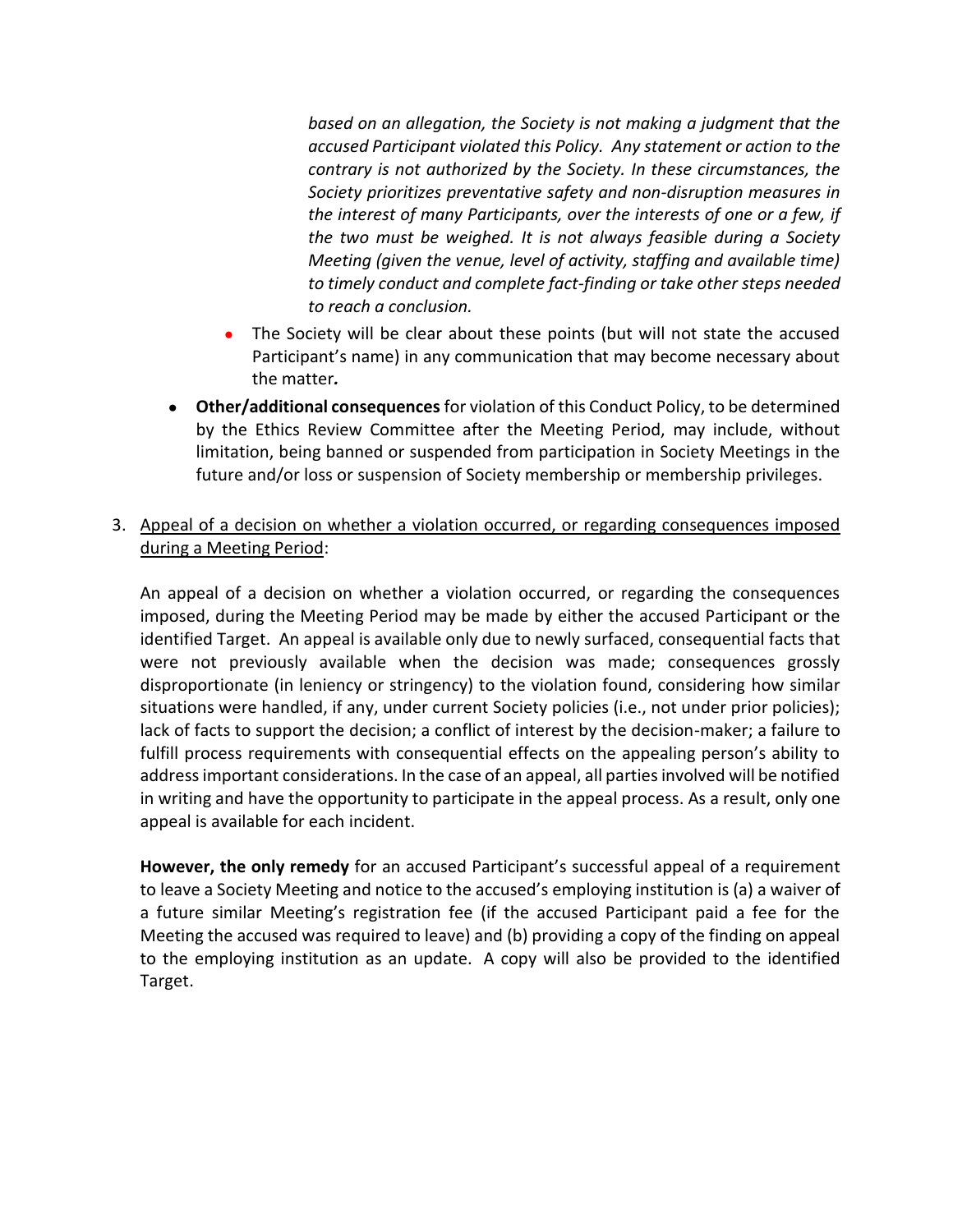*based on an allegation, the Society is not making a judgment that the accused Participant violated this Policy. Any statement or action to the contrary is not authorized by the Society. In these circumstances, the Society prioritizes preventative safety and non-disruption measures in the interest of many Participants, over the interests of one or a few, if the two must be weighed. It is not always feasible during a Society Meeting (given the venue, level of activity, staffing and available time) to timely conduct and complete fact-finding or take other steps needed to reach a conclusion.*

- The Society will be clear about these points (but will not state the accused Participant's name) in any communication that may become necessary about the matter***.***

- **Other/additional consequences** for violation of this Conduct Policy, to be determined by the Ethics Review Committee after the Meeting Period, may include, without limitation, being banned or suspended from participation in Society Meetings in the future and/or loss or suspension of Society membership or membership privileges.

3. <u>Appeal of a decision on whether a violation occurred, or regarding consequences imposed during a Meeting Period</u>:

   An appeal of a decision on whether a violation occurred, or regarding the consequences imposed, during the Meeting Period may be made by either the accused Participant or the identified Target. An appeal is available only due to newly surfaced, consequential facts that were not previously available when the decision was made; consequences grossly disproportionate (in leniency or stringency) to the violation found, considering how similar situations were handled, if any, under current Society policies (i.e., not under prior policies); lack of facts to support the decision; a conflict of interest by the decision-maker; a failure to fulfill process requirements with consequential effects on the appealing person's ability to address important considerations. In the case of an appeal, all parties involved will be notified in writing and have the opportunity to participate in the appeal process. As a result, only one appeal is available for each incident.

   **However, the only remedy** for an accused Participant's successful appeal of a requirement to leave a Society Meeting and notice to the accused's employing institution is (a) a waiver of a future similar Meeting's registration fee (if the accused Participant paid a fee for the Meeting the accused was required to leave) and (b) providing a copy of the finding on appeal to the employing institution as an update. A copy will also be provided to the identified Target.